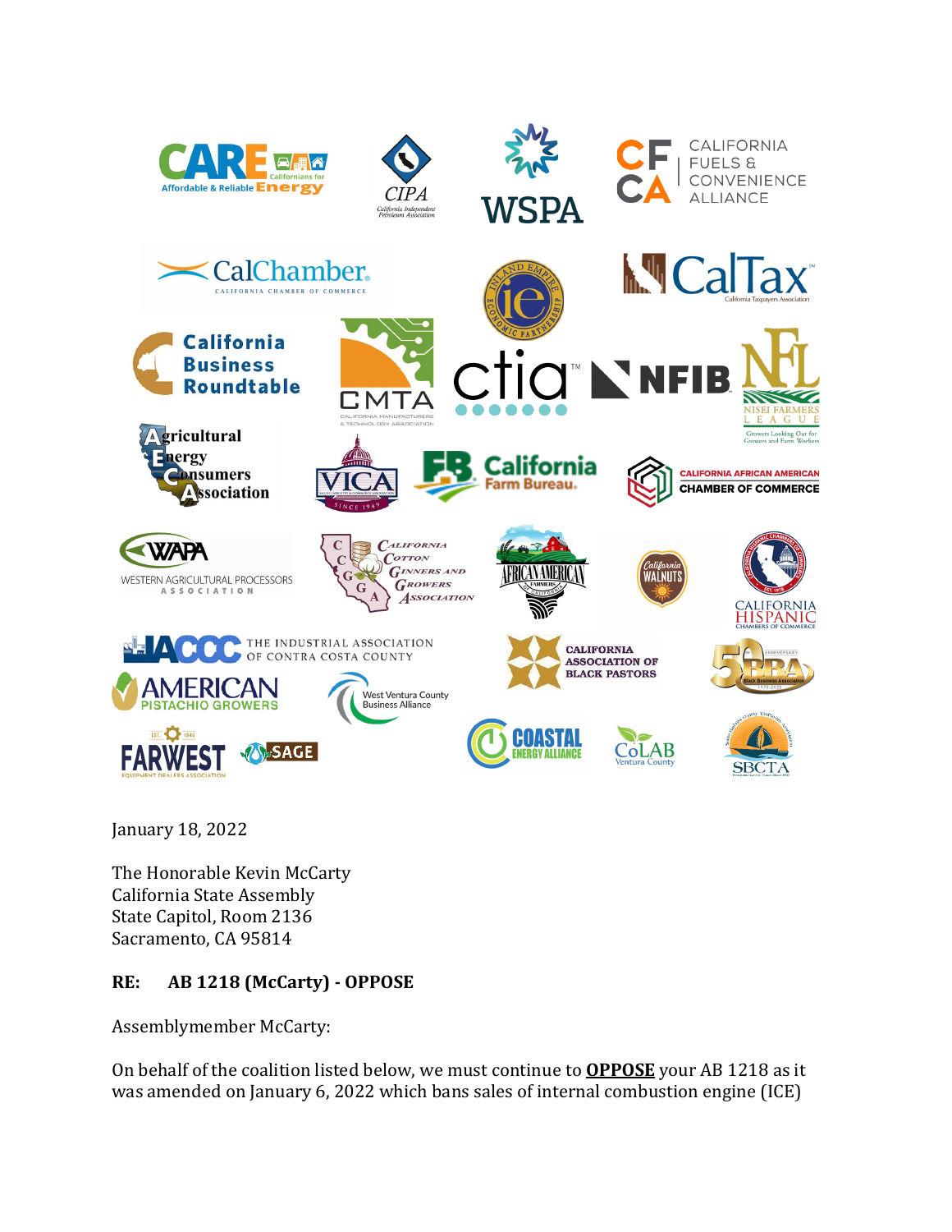January 18, 2022

The Honorable Kevin McCarty
California State Assembly
State Capitol, Room 2136
Sacramento, CA 95814

**RE: AB 1218 (McCarty) - OPPOSE**

Assemblymember McCarty:

On behalf of the coalition listed below, we must continue to **<u>OPPOSE</u>** your AB 1218 as it was amended on January 6, 2022 which bans sales of internal combustion engine (ICE)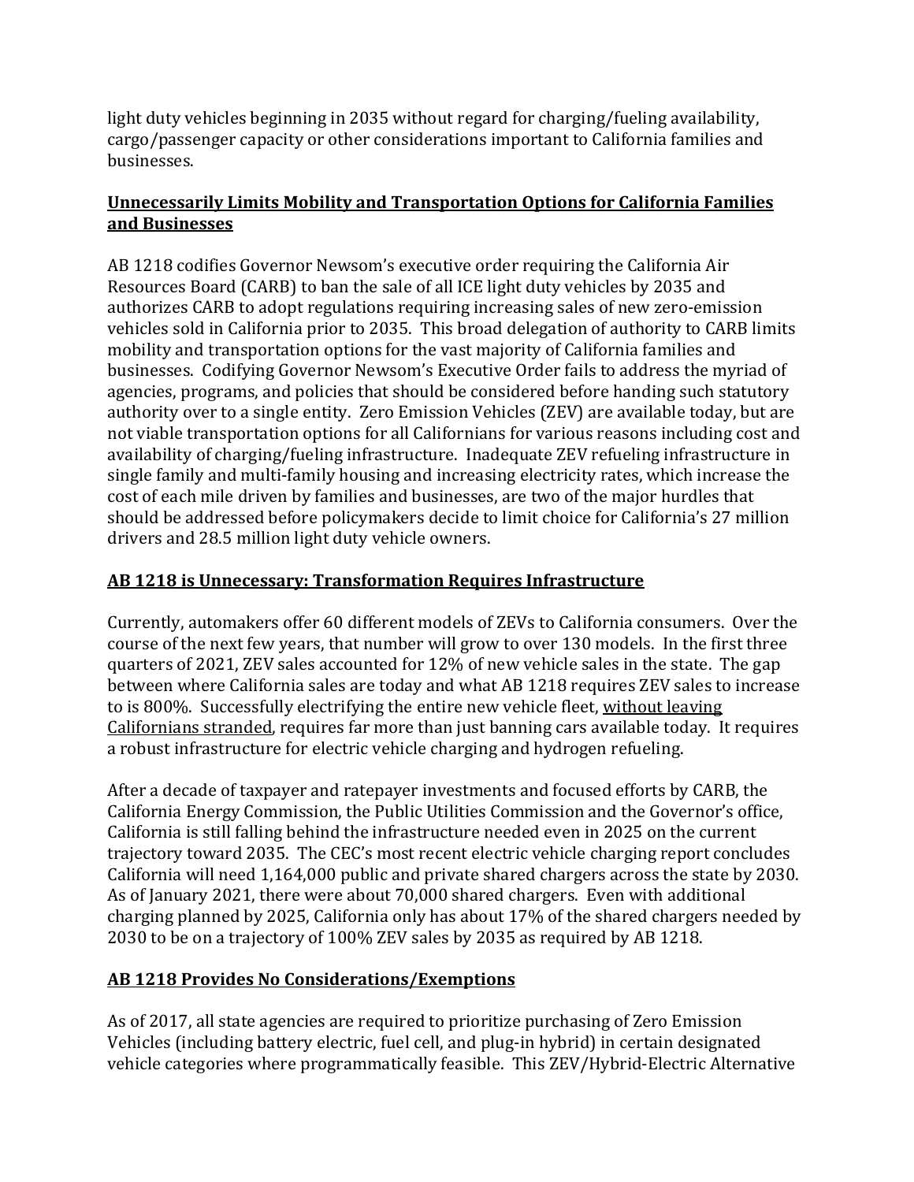light duty vehicles beginning in 2035 without regard for charging/fueling availability, cargo/passenger capacity or other considerations important to California families and businesses.

**<u>Unnecessarily Limits Mobility and Transportation Options for California Families and Businesses</u>**

AB 1218 codifies Governor Newsom's executive order requiring the California Air Resources Board (CARB) to ban the sale of all ICE light duty vehicles by 2035 and authorizes CARB to adopt regulations requiring increasing sales of new zero-emission vehicles sold in California prior to 2035. This broad delegation of authority to CARB limits mobility and transportation options for the vast majority of California families and businesses. Codifying Governor Newsom's Executive Order fails to address the myriad of agencies, programs, and policies that should be considered before handing such statutory authority over to a single entity. Zero Emission Vehicles (ZEV) are available today, but are not viable transportation options for all Californians for various reasons including cost and availability of charging/fueling infrastructure. Inadequate ZEV refueling infrastructure in single family and multi-family housing and increasing electricity rates, which increase the cost of each mile driven by families and businesses, are two of the major hurdles that should be addressed before policymakers decide to limit choice for California's 27 million drivers and 28.5 million light duty vehicle owners.

**<u>AB 1218 is Unnecessary: Transformation Requires Infrastructure</u>**

Currently, automakers offer 60 different models of ZEVs to California consumers. Over the course of the next few years, that number will grow to over 130 models. In the first three quarters of 2021, ZEV sales accounted for 12% of new vehicle sales in the state. The gap between where California sales are today and what AB 1218 requires ZEV sales to increase to is 800%. Successfully electrifying the entire new vehicle fleet, <u>without leaving Californians stranded</u>, requires far more than just banning cars available today. It requires a robust infrastructure for electric vehicle charging and hydrogen refueling.

After a decade of taxpayer and ratepayer investments and focused efforts by CARB, the California Energy Commission, the Public Utilities Commission and the Governor's office, California is still falling behind the infrastructure needed even in 2025 on the current trajectory toward 2035. The CEC's most recent electric vehicle charging report concludes California will need 1,164,000 public and private shared chargers across the state by 2030. As of January 2021, there were about 70,000 shared chargers. Even with additional charging planned by 2025, California only has about 17% of the shared chargers needed by 2030 to be on a trajectory of 100% ZEV sales by 2035 as required by AB 1218.

**<u>AB 1218 Provides No Considerations/Exemptions</u>**

As of 2017, all state agencies are required to prioritize purchasing of Zero Emission Vehicles (including battery electric, fuel cell, and plug-in hybrid) in certain designated vehicle categories where programmatically feasible. This ZEV/Hybrid-Electric Alternative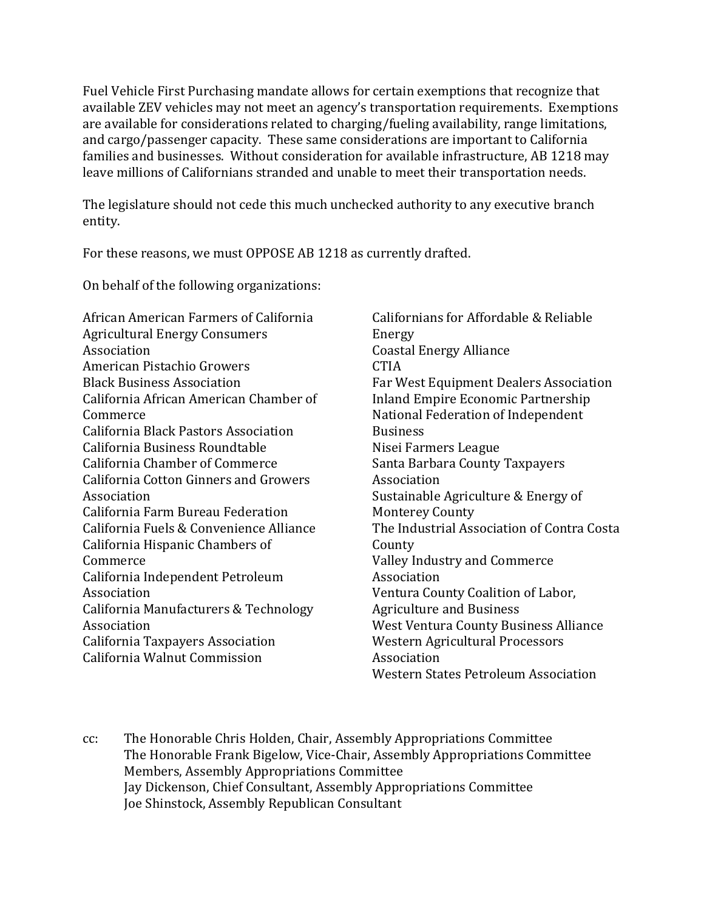Fuel Vehicle First Purchasing mandate allows for certain exemptions that recognize that available ZEV vehicles may not meet an agency's transportation requirements. Exemptions are available for considerations related to charging/fueling availability, range limitations, and cargo/passenger capacity. These same considerations are important to California families and businesses. Without consideration for available infrastructure, AB 1218 may leave millions of Californians stranded and unable to meet their transportation needs.

The legislature should not cede this much unchecked authority to any executive branch entity.

For these reasons, we must OPPOSE AB 1218 as currently drafted.

On behalf of the following organizations:

African American Farmers of California
Agricultural Energy Consumers Association
American Pistachio Growers
Black Business Association
California African American Chamber of Commerce
California Black Pastors Association
California Business Roundtable
California Chamber of Commerce
California Cotton Ginners and Growers Association
California Farm Bureau Federation
California Fuels & Convenience Alliance
California Hispanic Chambers of Commerce
California Independent Petroleum Association
California Manufacturers & Technology Association
California Taxpayers Association
California Walnut Commission
Californians for Affordable & Reliable Energy
Coastal Energy Alliance
CTIA
Far West Equipment Dealers Association
Inland Empire Economic Partnership
National Federation of Independent Business
Nisei Farmers League
Santa Barbara County Taxpayers Association
Sustainable Agriculture & Energy of Monterey County
The Industrial Association of Contra Costa County
Valley Industry and Commerce Association
Ventura County Coalition of Labor, Agriculture and Business
West Ventura County Business Alliance
Western Agricultural Processors Association
Western States Petroleum Association

cc: The Honorable Chris Holden, Chair, Assembly Appropriations Committee
The Honorable Frank Bigelow, Vice-Chair, Assembly Appropriations Committee
Members, Assembly Appropriations Committee
Jay Dickenson, Chief Consultant, Assembly Appropriations Committee
Joe Shinstock, Assembly Republican Consultant